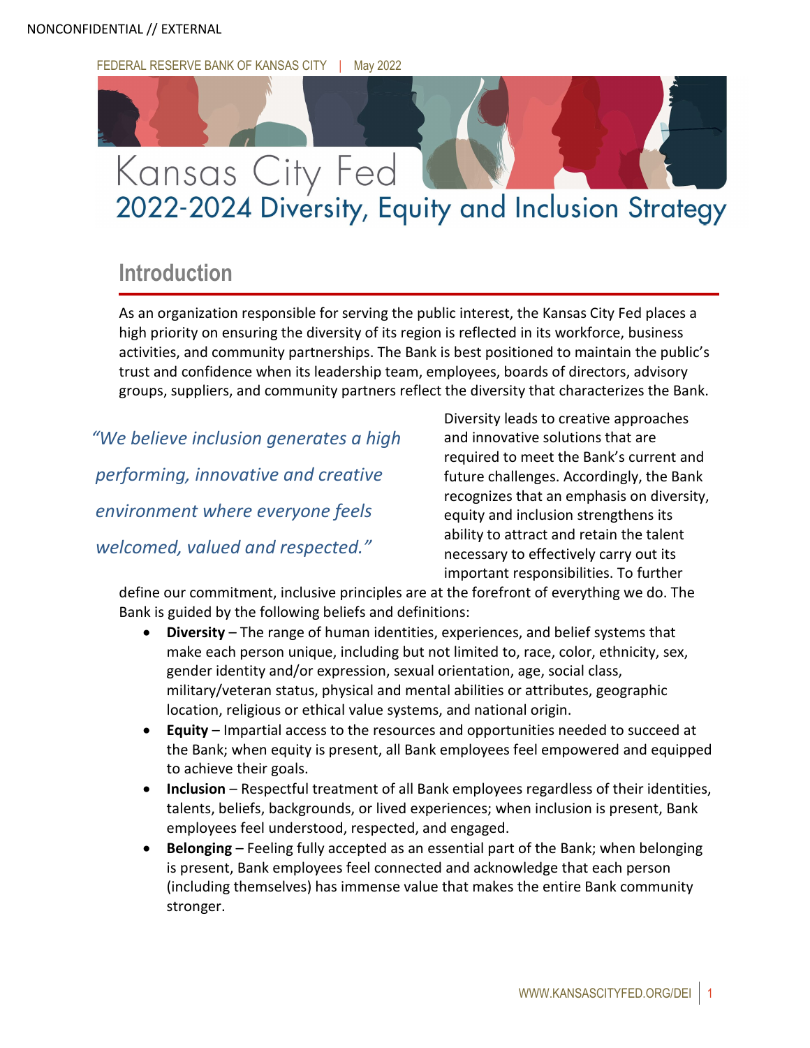NONCONFIDENTIAL // EXTERNAL

FEDERAL RESERVE BANK OF KANSAS CITY | May 2022

# Kansas City Fed
# 2022-2024 Diversity, Equity and Inclusion Strategy

## Introduction

As an organization responsible for serving the public interest, the Kansas City Fed places a high priority on ensuring the diversity of its region is reflected in its workforce, business activities, and community partnerships. The Bank is best positioned to maintain the public's trust and confidence when its leadership team, employees, boards of directors, advisory groups, suppliers, and community partners reflect the diversity that characterizes the Bank.

*"We believe inclusion generates a high performing, innovative and creative environment where everyone feels welcomed, valued and respected."*

Diversity leads to creative approaches and innovative solutions that are required to meet the Bank's current and future challenges. Accordingly, the Bank recognizes that an emphasis on diversity, equity and inclusion strengthens its ability to attract and retain the talent necessary to effectively carry out its important responsibilities. To further define our commitment, inclusive principles are at the forefront of everything we do. The Bank is guided by the following beliefs and definitions:

- **Diversity** – The range of human identities, experiences, and belief systems that make each person unique, including but not limited to, race, color, ethnicity, sex, gender identity and/or expression, sexual orientation, age, social class, military/veteran status, physical and mental abilities or attributes, geographic location, religious or ethical value systems, and national origin.
- **Equity** – Impartial access to the resources and opportunities needed to succeed at the Bank; when equity is present, all Bank employees feel empowered and equipped to achieve their goals.
- **Inclusion** – Respectful treatment of all Bank employees regardless of their identities, talents, beliefs, backgrounds, or lived experiences; when inclusion is present, Bank employees feel understood, respected, and engaged.
- **Belonging** – Feeling fully accepted as an essential part of the Bank; when belonging is present, Bank employees feel connected and acknowledge that each person (including themselves) has immense value that makes the entire Bank community stronger.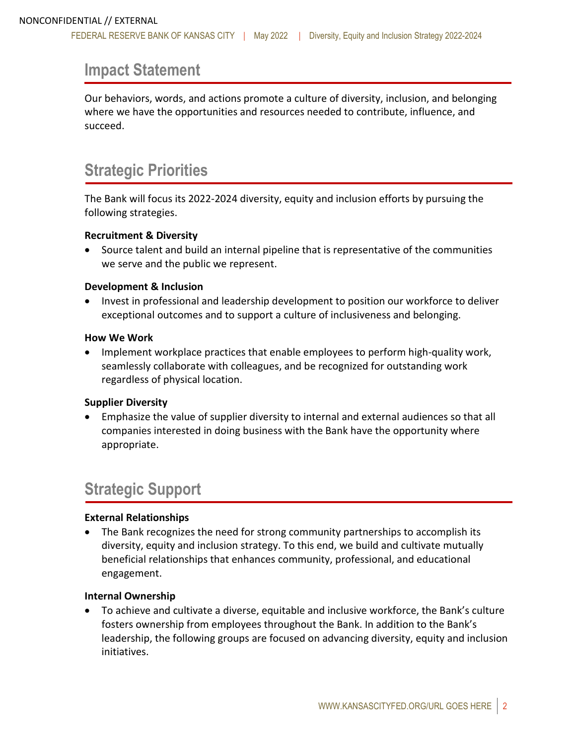## Impact Statement

Our behaviors, words, and actions promote a culture of diversity, inclusion, and belonging where we have the opportunities and resources needed to contribute, influence, and succeed.

## Strategic Priorities

The Bank will focus its 2022-2024 diversity, equity and inclusion efforts by pursuing the following strategies.

**Recruitment & Diversity**

- Source talent and build an internal pipeline that is representative of the communities we serve and the public we represent.

**Development & Inclusion**

- Invest in professional and leadership development to position our workforce to deliver exceptional outcomes and to support a culture of inclusiveness and belonging.

**How We Work**

- Implement workplace practices that enable employees to perform high-quality work, seamlessly collaborate with colleagues, and be recognized for outstanding work regardless of physical location.

**Supplier Diversity**

- Emphasize the value of supplier diversity to internal and external audiences so that all companies interested in doing business with the Bank have the opportunity where appropriate.

## Strategic Support

**External Relationships**

- The Bank recognizes the need for strong community partnerships to accomplish its diversity, equity and inclusion strategy. To this end, we build and cultivate mutually beneficial relationships that enhances community, professional, and educational engagement.

**Internal Ownership**

- To achieve and cultivate a diverse, equitable and inclusive workforce, the Bank's culture fosters ownership from employees throughout the Bank. In addition to the Bank's leadership, the following groups are focused on advancing diversity, equity and inclusion initiatives.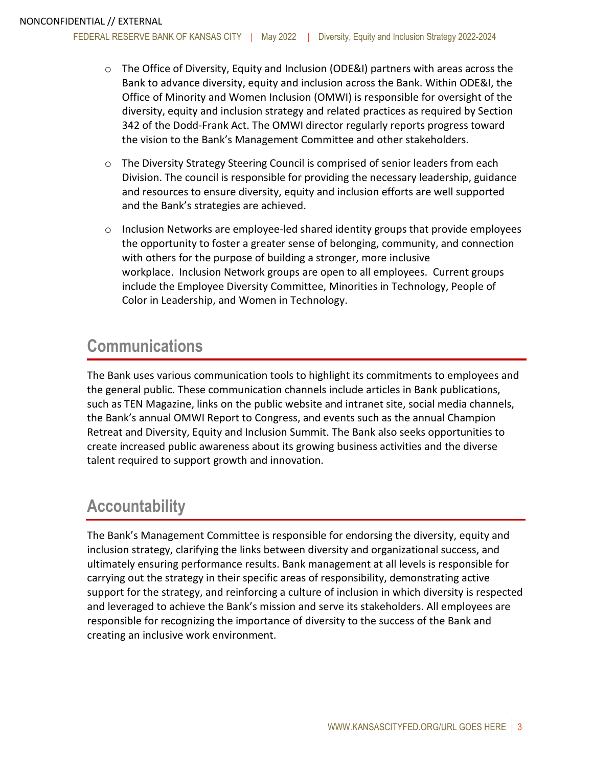- The Office of Diversity, Equity and Inclusion (ODE&I) partners with areas across the Bank to advance diversity, equity and inclusion across the Bank. Within ODE&I, the Office of Minority and Women Inclusion (OMWI) is responsible for oversight of the diversity, equity and inclusion strategy and related practices as required by Section 342 of the Dodd-Frank Act. The OMWI director regularly reports progress toward the vision to the Bank's Management Committee and other stakeholders.

- The Diversity Strategy Steering Council is comprised of senior leaders from each Division. The council is responsible for providing the necessary leadership, guidance and resources to ensure diversity, equity and inclusion efforts are well supported and the Bank's strategies are achieved.

- Inclusion Networks are employee-led shared identity groups that provide employees the opportunity to foster a greater sense of belonging, community, and connection with others for the purpose of building a stronger, more inclusive workplace. Inclusion Network groups are open to all employees. Current groups include the Employee Diversity Committee, Minorities in Technology, People of Color in Leadership, and Women in Technology.

## Communications

The Bank uses various communication tools to highlight its commitments to employees and the general public. These communication channels include articles in Bank publications, such as TEN Magazine, links on the public website and intranet site, social media channels, the Bank's annual OMWI Report to Congress, and events such as the annual Champion Retreat and Diversity, Equity and Inclusion Summit. The Bank also seeks opportunities to create increased public awareness about its growing business activities and the diverse talent required to support growth and innovation.

## Accountability

The Bank's Management Committee is responsible for endorsing the diversity, equity and inclusion strategy, clarifying the links between diversity and organizational success, and ultimately ensuring performance results. Bank management at all levels is responsible for carrying out the strategy in their specific areas of responsibility, demonstrating active support for the strategy, and reinforcing a culture of inclusion in which diversity is respected and leveraged to achieve the Bank's mission and serve its stakeholders. All employees are responsible for recognizing the importance of diversity to the success of the Bank and creating an inclusive work environment.